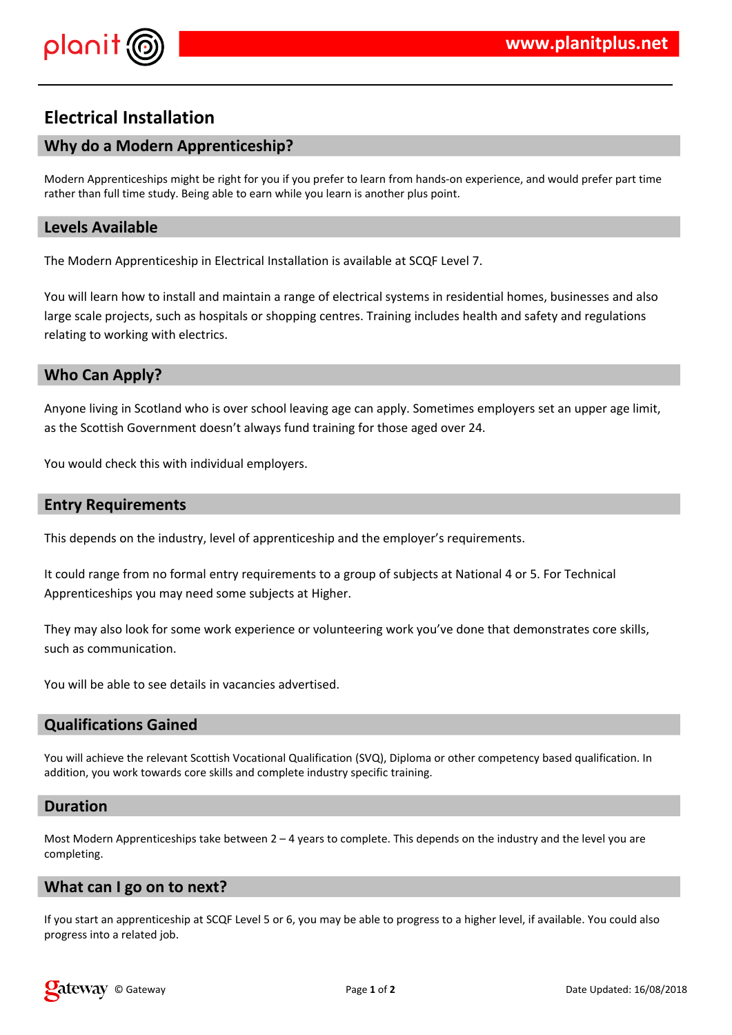# Electrical Installation

## Why do a Modern Apprenticeship?

Modern Apprenticeships might be right for you if you prefer to learn from hands-on experience, and would prefer part time rather than full time study. Being able to earn while you learn is another plus point.

## Levels Available

The Modern Apprenticeship in Electrical Installation is available at SCQF Level 7.

You will learn how to install and maintain a range of electrical systems in residential homes, businesses and also large scale projects, such as hospitals or shopping centres. Training includes health and safety and regulations relating to working with electrics.

## Who Can Apply?

Anyone living in Scotland who is over school leaving age can apply. Sometimes employers set an upper age limit, as the Scottish Government doesn't always fund training for those aged over 24.

You would check this with individual employers.

## Entry Requirements

This depends on the industry, level of apprenticeship and the employer's requirements.

It could range from no formal entry requirements to a group of subjects at National 4 or 5. For Technical Apprenticeships you may need some subjects at Higher.

They may also look for some work experience or volunteering work you've done that demonstrates core skills, such as communication.

You will be able to see details in vacancies advertised.

## Qualifications Gained

You will achieve the relevant Scottish Vocational Qualification (SVQ), Diploma or other competency based qualification. In addition, you work towards core skills and complete industry specific training.

## Duration

Most Modern Apprenticeships take between 2 – 4 years to complete. This depends on the industry and the level you are completing.

## What can I go on to next?

If you start an apprenticeship at SCQF Level 5 or 6, you may be able to progress to a higher level, if available. You could also progress into a related job.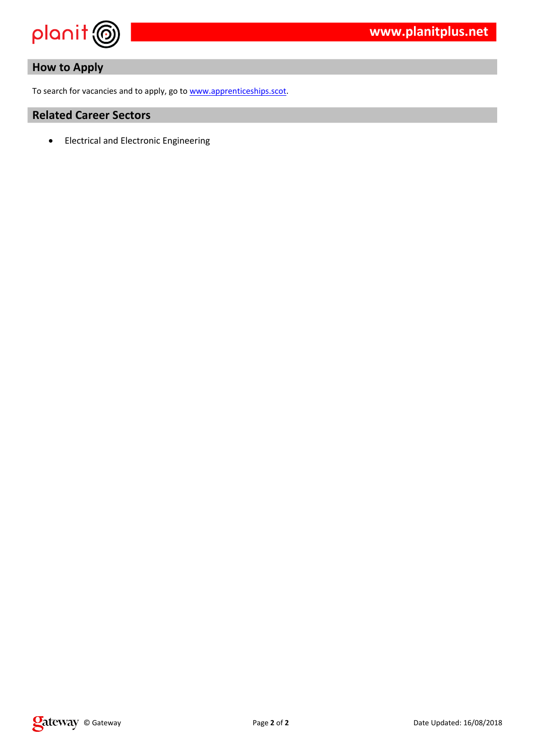## How to Apply

To search for vacancies and to apply, go to www.apprenticeships.scot.

## Related Career Sectors

- Electrical and Electronic Engineering